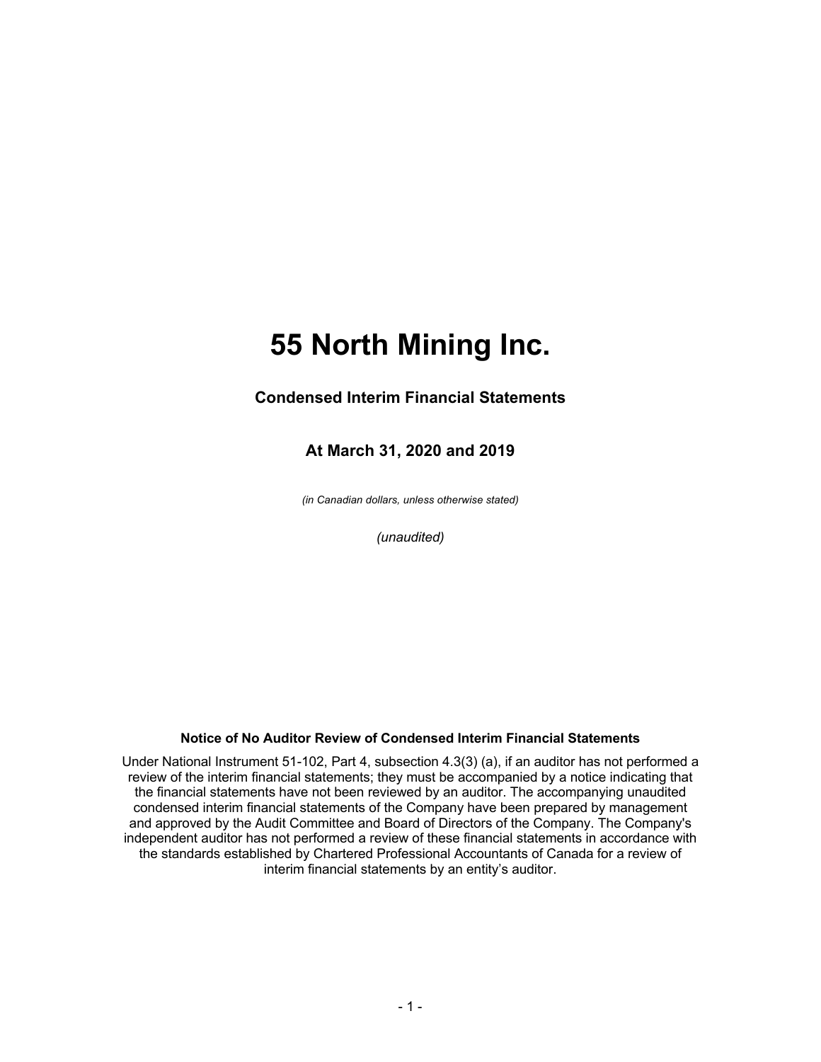# 55 North Mining Inc.

## Condensed Interim Financial Statements

## At March 31, 2020 and 2019

*(in Canadian dollars, unless otherwise stated)*

*(unaudited)*

**Notice of No Auditor Review of Condensed Interim Financial Statements**

Under National Instrument 51-102, Part 4, subsection 4.3(3) (a), if an auditor has not performed a review of the interim financial statements; they must be accompanied by a notice indicating that the financial statements have not been reviewed by an auditor. The accompanying unaudited condensed interim financial statements of the Company have been prepared by management and approved by the Audit Committee and Board of Directors of the Company. The Company's independent auditor has not performed a review of these financial statements in accordance with the standards established by Chartered Professional Accountants of Canada for a review of interim financial statements by an entity's auditor.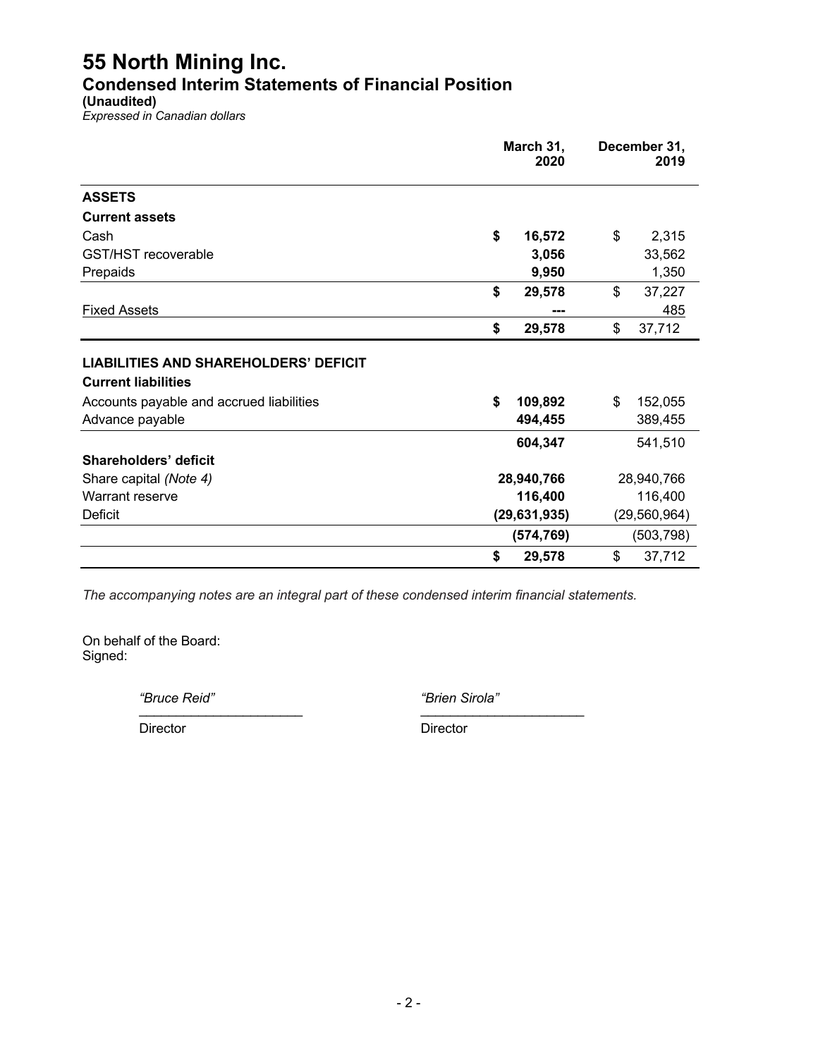# 55 North Mining Inc.

## Condensed Interim Statements of Financial Position

**(Unaudited)**

*Expressed in Canadian dollars*

| | March 31, 2020 | December 31, 2019 |
|---|---|---|
| **ASSETS** | | |
| **Current assets** | | |
| Cash | **$ 16,572** | $ 2,315 |
| GST/HST recoverable | **3,056** | 33,562 |
| Prepaids | **9,950** | 1,350 |
| | **$ 29,578** | $ 37,227 |
| Fixed Assets | **---** | 485 |
| | **$ 29,578** | $ 37,712 |
| **LIABILITIES AND SHAREHOLDERS' DEFICIT** | | |
| **Current liabilities** | | |
| Accounts payable and accrued liabilities | **$ 109,892** | $ 152,055 |
| Advance payable | **494,455** | 389,455 |
| | **604,347** | 541,510 |
| **Shareholders' deficit** | | |
| Share capital *(Note 4)* | **28,940,766** | 28,940,766 |
| Warrant reserve | **116,400** | 116,400 |
| Deficit | **(29,631,935)** | (29,560,964) |
| | **(574,769)** | (503,798) |
| | **$ 29,578** | $ 37,712 |

*The accompanying notes are an integral part of these condensed interim financial statements.*

On behalf of the Board:
Signed:

*"Bruce Reid"*
Director

*"Brien Sirola"*
Director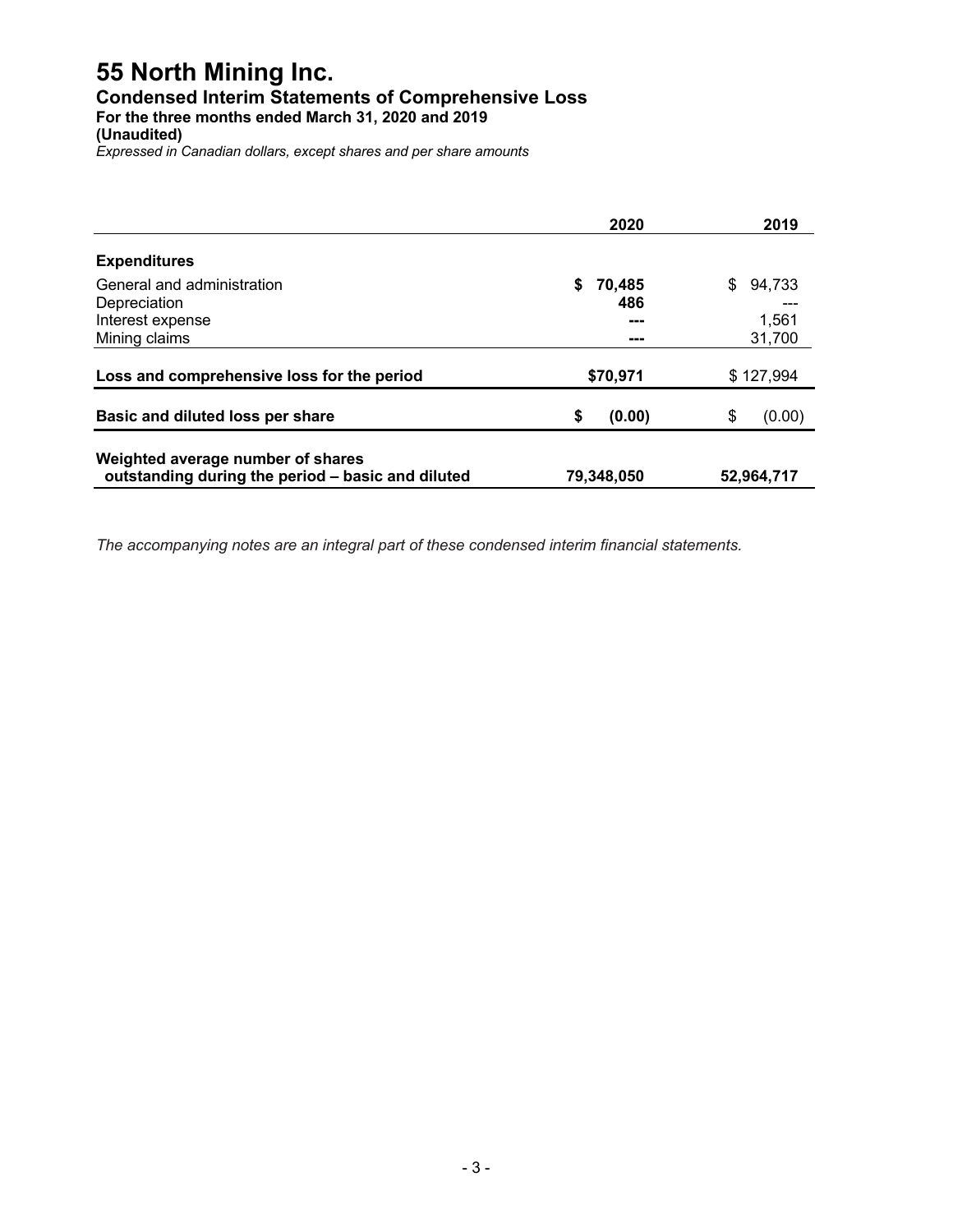# 55 North Mining Inc.

## Condensed Interim Statements of Comprehensive Loss

### For the three months ended March 31, 2020 and 2019

### (Unaudited)

*Expressed in Canadian dollars, except shares and per share amounts*

| | 2020 | 2019 |
|---|---|---|
| **Expenditures** | | |
| General and administration | **$ 70,485** | $ 94,733 |
| Depreciation | **486** | --- |
| Interest expense | **---** | 1,561 |
| Mining claims | **---** | 31,700 |
| **Loss and comprehensive loss for the period** | **$70,971** | $ 127,994 |
| **Basic and diluted loss per share** | **$ (0.00)** | $ (0.00) |
| **Weighted average number of shares outstanding during the period – basic and diluted** | **79,348,050** | **52,964,717** |

*The accompanying notes are an integral part of these condensed interim financial statements.*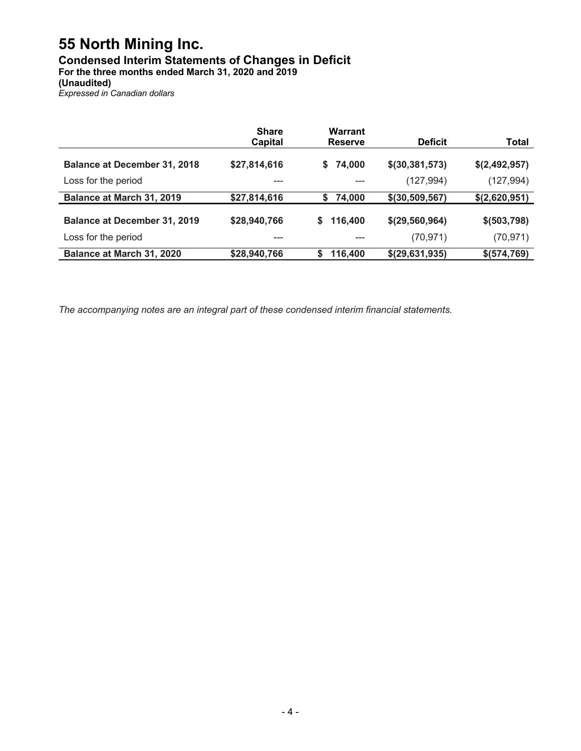# 55 North Mining Inc.

## Condensed Interim Statements of Changes in Deficit

**For the three months ended March 31, 2020 and 2019**
**(Unaudited)**
*Expressed in Canadian dollars*

| | Share Capital | Warrant Reserve | Deficit | Total |
|---|---|---|---|---|
| **Balance at December 31, 2018** | **$27,814,616** | **$ 74,000** | **$(30,381,573)** | **$(2,492,957)** |
| Loss for the period | --- | --- | (127,994) | (127,994) |
| **Balance at March 31, 2019** | **$27,814,616** | **$ 74,000** | **$(30,509,567)** | **$(2,620,951)** |
| **Balance at December 31, 2019** | **$28,940,766** | **$ 116,400** | **$(29,560,964)** | **$(503,798)** |
| Loss for the period | --- | --- | (70,971) | (70,971) |
| **Balance at March 31, 2020** | **$28,940,766** | **$ 116,400** | **$(29,631,935)** | **$(574,769)** |

*The accompanying notes are an integral part of these condensed interim financial statements.*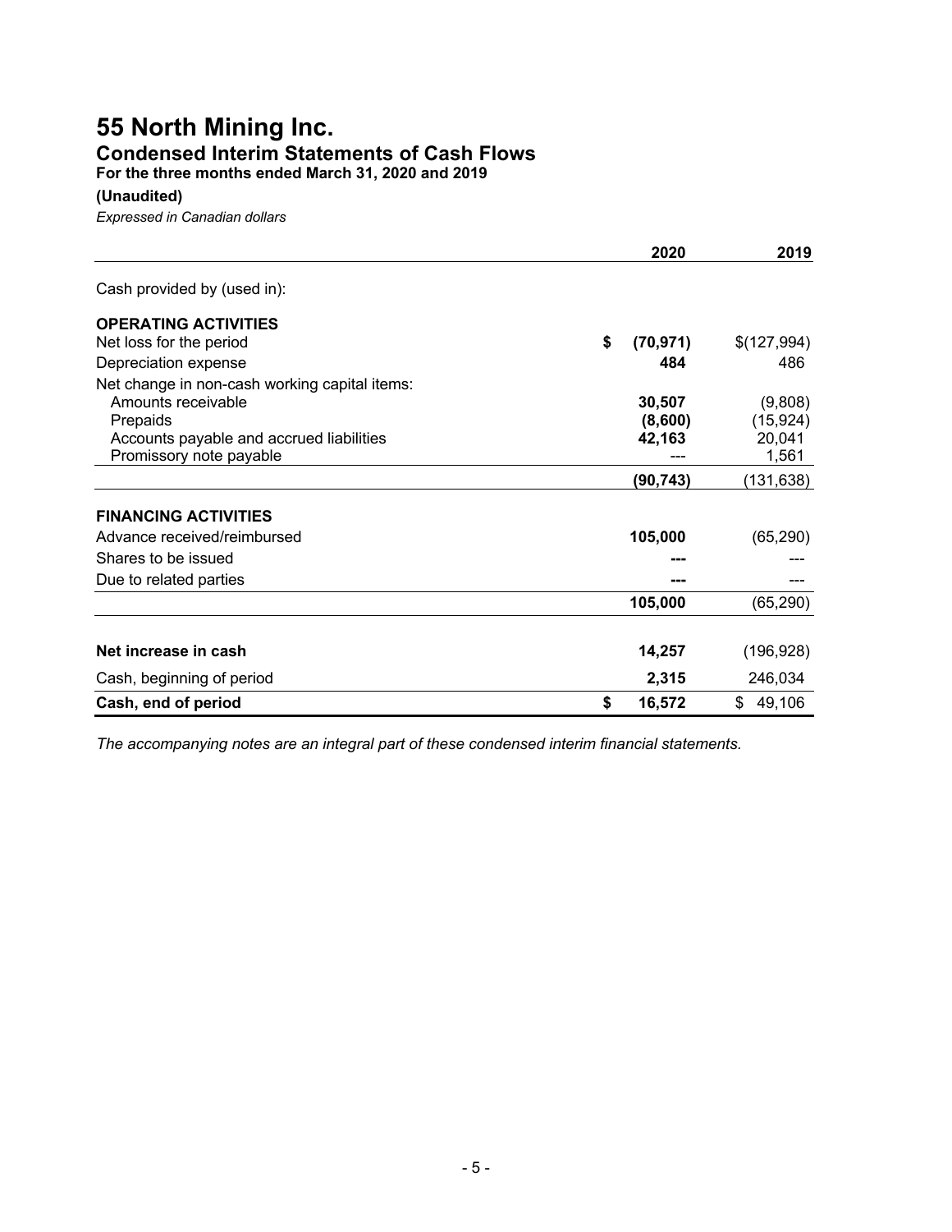# 55 North Mining Inc.

## Condensed Interim Statements of Cash Flows

**For the three months ended March 31, 2020 and 2019**

**(Unaudited)**

*Expressed in Canadian dollars*

| | 2020 | 2019 |
|---|---|---|
| Cash provided by (used in): | | |
| **OPERATING ACTIVITIES** | | |
| Net loss for the period | **$ (70,971)** | $(127,994) |
| Depreciation expense | **484** | 486 |
| Net change in non-cash working capital items: | | |
| Amounts receivable | **30,507** | (9,808) |
| Prepaids | **(8,600)** | (15,924) |
| Accounts payable and accrued liabilities | **42,163** | 20,041 |
| Promissory note payable | --- | 1,561 |
| | **(90,743)** | (131,638) |
| **FINANCING ACTIVITIES** | | |
| Advance received/reimbursed | **105,000** | (65,290) |
| Shares to be issued | **---** | --- |
| Due to related parties | **---** | --- |
| | **105,000** | (65,290) |
| **Net increase in cash** | **14,257** | (196,928) |
| Cash, beginning of period | **2,315** | 246,034 |
| **Cash, end of period** | **$ 16,572** | $ 49,106 |

*The accompanying notes are an integral part of these condensed interim financial statements.*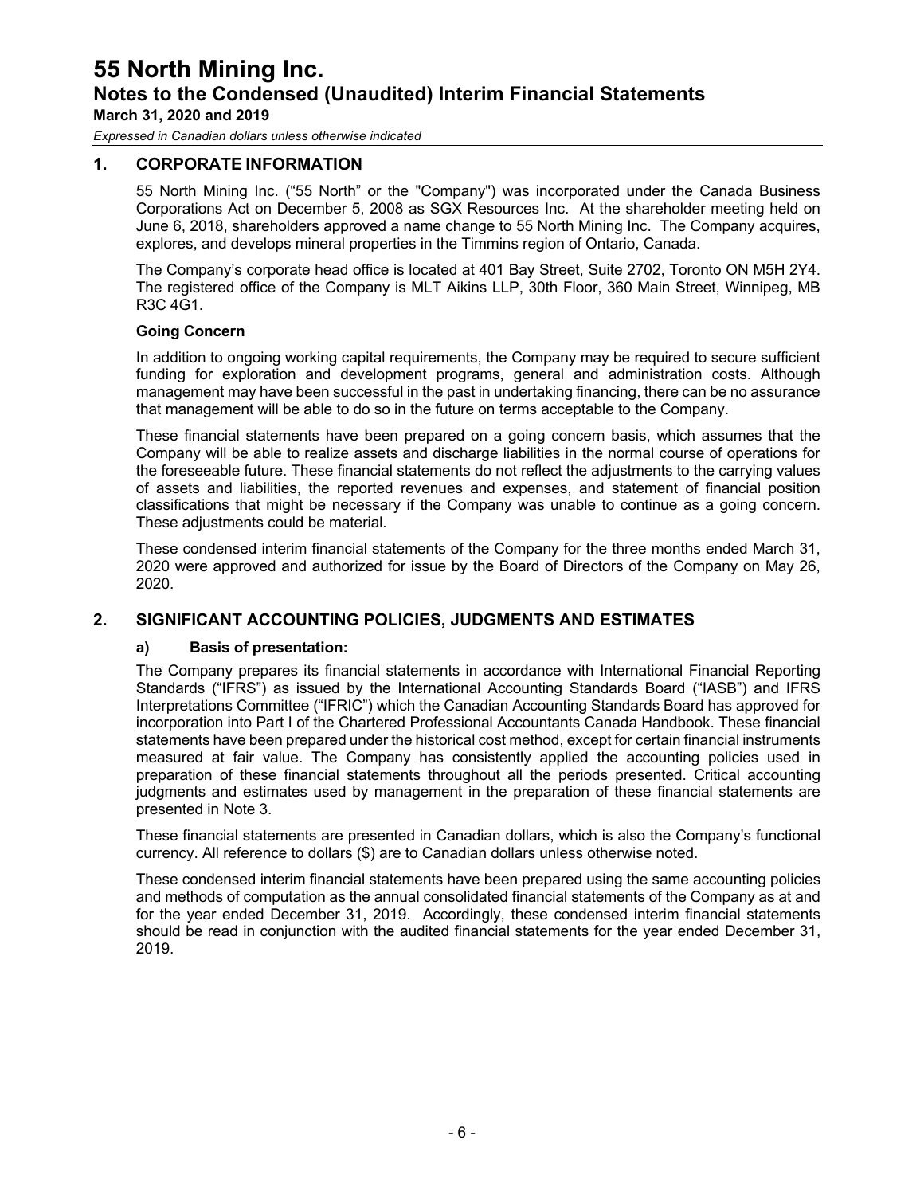## 1. CORPORATE INFORMATION

55 North Mining Inc. ("55 North" or the "Company") was incorporated under the Canada Business Corporations Act on December 5, 2008 as SGX Resources Inc. At the shareholder meeting held on June 6, 2018, shareholders approved a name change to 55 North Mining Inc. The Company acquires, explores, and develops mineral properties in the Timmins region of Ontario, Canada.

The Company's corporate head office is located at 401 Bay Street, Suite 2702, Toronto ON M5H 2Y4. The registered office of the Company is MLT Aikins LLP, 30th Floor, 360 Main Street, Winnipeg, MB R3C 4G1.

**Going Concern**

In addition to ongoing working capital requirements, the Company may be required to secure sufficient funding for exploration and development programs, general and administration costs. Although management may have been successful in the past in undertaking financing, there can be no assurance that management will be able to do so in the future on terms acceptable to the Company.

These financial statements have been prepared on a going concern basis, which assumes that the Company will be able to realize assets and discharge liabilities in the normal course of operations for the foreseeable future. These financial statements do not reflect the adjustments to the carrying values of assets and liabilities, the reported revenues and expenses, and statement of financial position classifications that might be necessary if the Company was unable to continue as a going concern. These adjustments could be material.

These condensed interim financial statements of the Company for the three months ended March 31, 2020 were approved and authorized for issue by the Board of Directors of the Company on May 26, 2020.

## 2. SIGNIFICANT ACCOUNTING POLICIES, JUDGMENTS AND ESTIMATES

### a) Basis of presentation:

The Company prepares its financial statements in accordance with International Financial Reporting Standards ("IFRS") as issued by the International Accounting Standards Board ("IASB") and IFRS Interpretations Committee ("IFRIC") which the Canadian Accounting Standards Board has approved for incorporation into Part I of the Chartered Professional Accountants Canada Handbook. These financial statements have been prepared under the historical cost method, except for certain financial instruments measured at fair value. The Company has consistently applied the accounting policies used in preparation of these financial statements throughout all the periods presented. Critical accounting judgments and estimates used by management in the preparation of these financial statements are presented in Note 3.

These financial statements are presented in Canadian dollars, which is also the Company's functional currency. All reference to dollars ($) are to Canadian dollars unless otherwise noted.

These condensed interim financial statements have been prepared using the same accounting policies and methods of computation as the annual consolidated financial statements of the Company as at and for the year ended December 31, 2019. Accordingly, these condensed interim financial statements should be read in conjunction with the audited financial statements for the year ended December 31, 2019.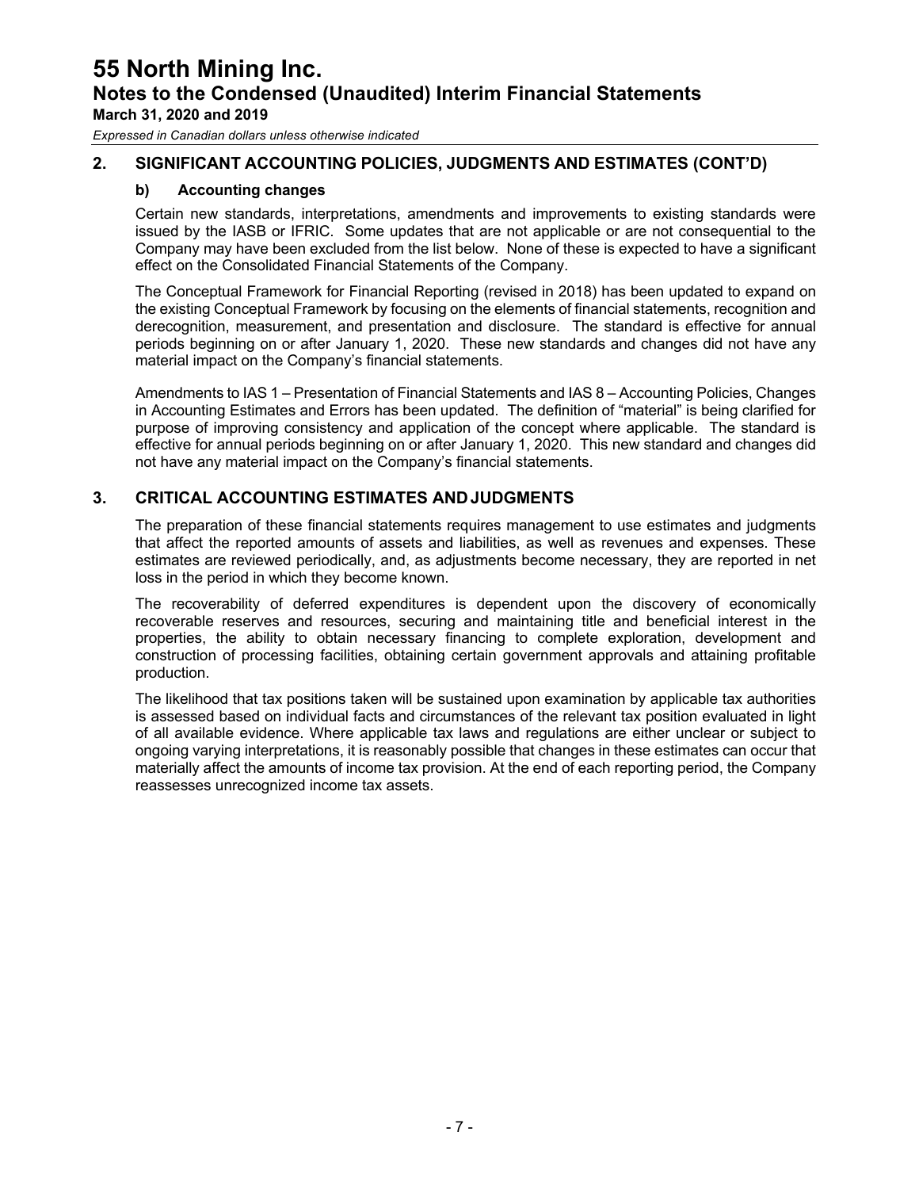## 2. SIGNIFICANT ACCOUNTING POLICIES, JUDGMENTS AND ESTIMATES (CONT'D)

### b) Accounting changes

Certain new standards, interpretations, amendments and improvements to existing standards were issued by the IASB or IFRIC. Some updates that are not applicable or are not consequential to the Company may have been excluded from the list below. None of these is expected to have a significant effect on the Consolidated Financial Statements of the Company.

The Conceptual Framework for Financial Reporting (revised in 2018) has been updated to expand on the existing Conceptual Framework by focusing on the elements of financial statements, recognition and derecognition, measurement, and presentation and disclosure. The standard is effective for annual periods beginning on or after January 1, 2020. These new standards and changes did not have any material impact on the Company's financial statements.

Amendments to IAS 1 – Presentation of Financial Statements and IAS 8 – Accounting Policies, Changes in Accounting Estimates and Errors has been updated. The definition of "material" is being clarified for purpose of improving consistency and application of the concept where applicable. The standard is effective for annual periods beginning on or after January 1, 2020. This new standard and changes did not have any material impact on the Company's financial statements.

## 3. CRITICAL ACCOUNTING ESTIMATES AND JUDGMENTS

The preparation of these financial statements requires management to use estimates and judgments that affect the reported amounts of assets and liabilities, as well as revenues and expenses. These estimates are reviewed periodically, and, as adjustments become necessary, they are reported in net loss in the period in which they become known.

The recoverability of deferred expenditures is dependent upon the discovery of economically recoverable reserves and resources, securing and maintaining title and beneficial interest in the properties, the ability to obtain necessary financing to complete exploration, development and construction of processing facilities, obtaining certain government approvals and attaining profitable production.

The likelihood that tax positions taken will be sustained upon examination by applicable tax authorities is assessed based on individual facts and circumstances of the relevant tax position evaluated in light of all available evidence. Where applicable tax laws and regulations are either unclear or subject to ongoing varying interpretations, it is reasonably possible that changes in these estimates can occur that materially affect the amounts of income tax provision. At the end of each reporting period, the Company reassesses unrecognized income tax assets.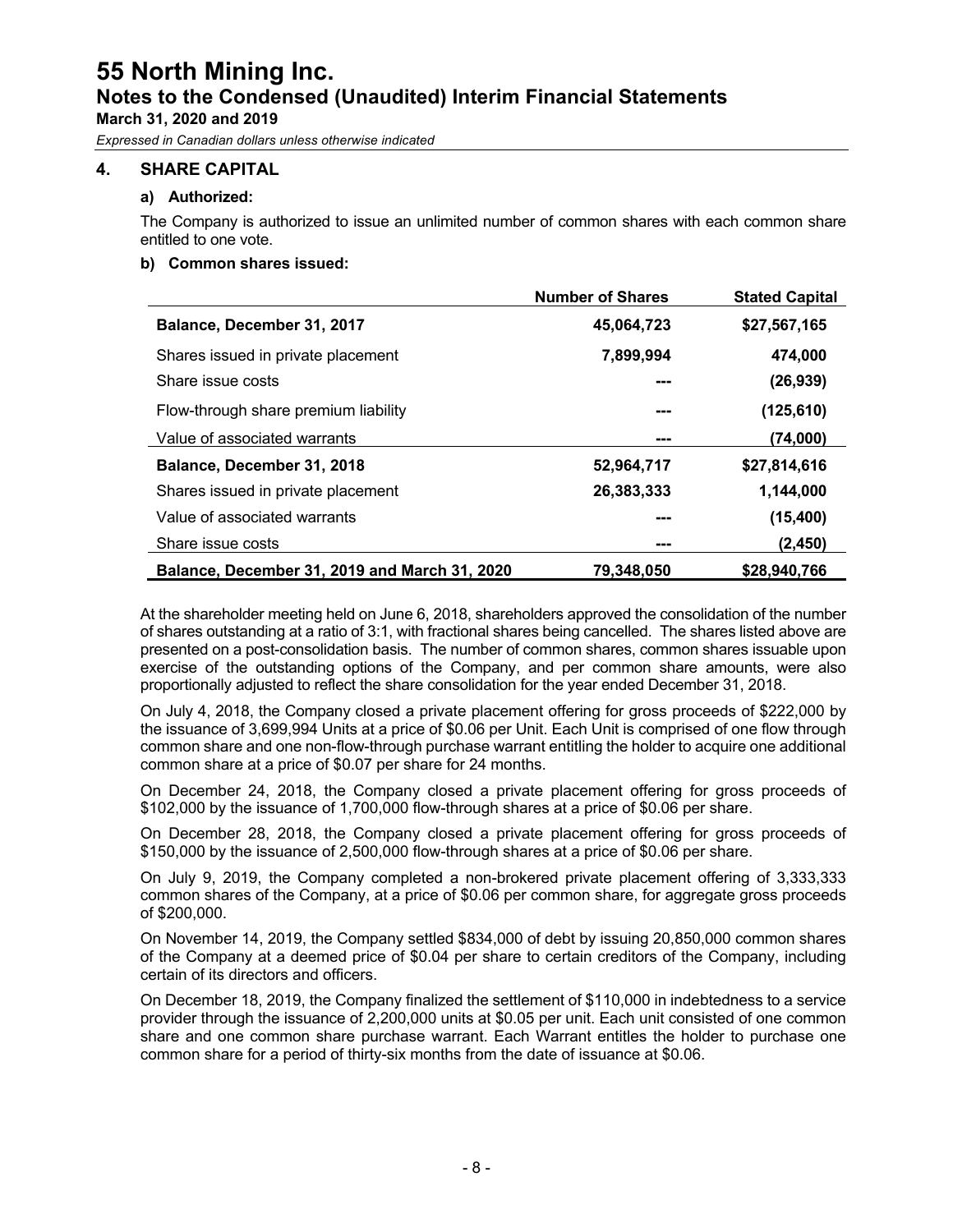# 55 North Mining Inc.

## Notes to the Condensed (Unaudited) Interim Financial Statements

**March 31, 2020 and 2019**

*Expressed in Canadian dollars unless otherwise indicated*

### 4. SHARE CAPITAL

#### a) Authorized:

The Company is authorized to issue an unlimited number of common shares with each common share entitled to one vote.

#### b) Common shares issued:

| | Number of Shares | Stated Capital |
|---|---|---|
| **Balance, December 31, 2017** | **45,064,723** | **$27,567,165** |
| Shares issued in private placement | **7,899,994** | **474,000** |
| Share issue costs | **---** | **(26,939)** |
| Flow-through share premium liability | **---** | **(125,610)** |
| Value of associated warrants | **---** | **(74,000)** |
| **Balance, December 31, 2018** | **52,964,717** | **$27,814,616** |
| Shares issued in private placement | **26,383,333** | **1,144,000** |
| Value of associated warrants | **---** | **(15,400)** |
| Share issue costs | **---** | **(2,450)** |
| **Balance, December 31, 2019 and March 31, 2020** | **79,348,050** | **$28,940,766** |

At the shareholder meeting held on June 6, 2018, shareholders approved the consolidation of the number of shares outstanding at a ratio of 3:1, with fractional shares being cancelled. The shares listed above are presented on a post-consolidation basis. The number of common shares, common shares issuable upon exercise of the outstanding options of the Company, and per common share amounts, were also proportionally adjusted to reflect the share consolidation for the year ended December 31, 2018.

On July 4, 2018, the Company closed a private placement offering for gross proceeds of $222,000 by the issuance of 3,699,994 Units at a price of $0.06 per Unit. Each Unit is comprised of one flow through common share and one non-flow-through purchase warrant entitling the holder to acquire one additional common share at a price of $0.07 per share for 24 months.

On December 24, 2018, the Company closed a private placement offering for gross proceeds of $102,000 by the issuance of 1,700,000 flow-through shares at a price of $0.06 per share.

On December 28, 2018, the Company closed a private placement offering for gross proceeds of $150,000 by the issuance of 2,500,000 flow-through shares at a price of $0.06 per share.

On July 9, 2019, the Company completed a non-brokered private placement offering of 3,333,333 common shares of the Company, at a price of $0.06 per common share, for aggregate gross proceeds of $200,000.

On November 14, 2019, the Company settled $834,000 of debt by issuing 20,850,000 common shares of the Company at a deemed price of $0.04 per share to certain creditors of the Company, including certain of its directors and officers.

On December 18, 2019, the Company finalized the settlement of $110,000 in indebtedness to a service provider through the issuance of 2,200,000 units at $0.05 per unit. Each unit consisted of one common share and one common share purchase warrant. Each Warrant entitles the holder to purchase one common share for a period of thirty-six months from the date of issuance at $0.06.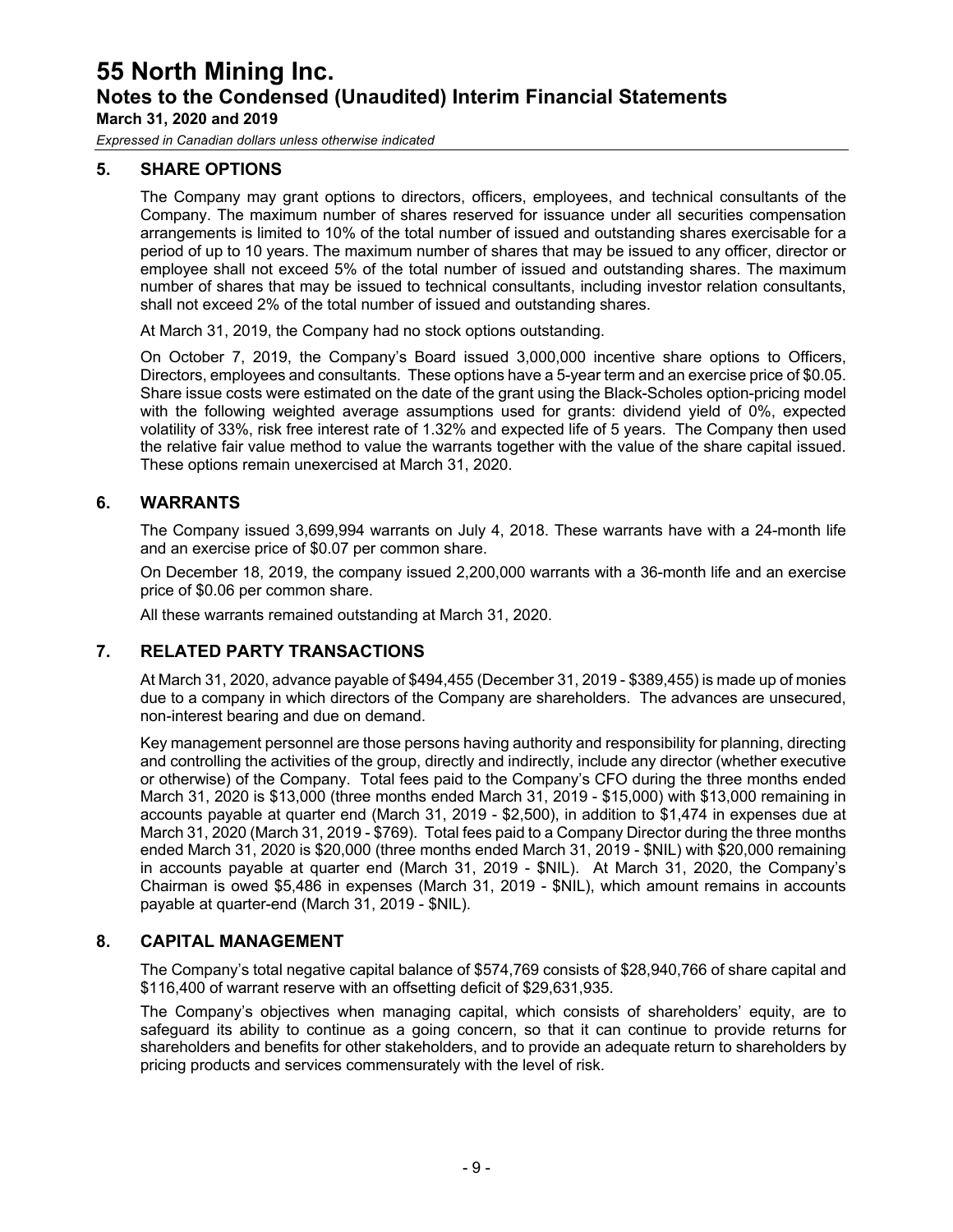## 5. SHARE OPTIONS

The Company may grant options to directors, officers, employees, and technical consultants of the Company. The maximum number of shares reserved for issuance under all securities compensation arrangements is limited to 10% of the total number of issued and outstanding shares exercisable for a period of up to 10 years. The maximum number of shares that may be issued to any officer, director or employee shall not exceed 5% of the total number of issued and outstanding shares. The maximum number of shares that may be issued to technical consultants, including investor relation consultants, shall not exceed 2% of the total number of issued and outstanding shares.

At March 31, 2019, the Company had no stock options outstanding.

On October 7, 2019, the Company's Board issued 3,000,000 incentive share options to Officers, Directors, employees and consultants. These options have a 5-year term and an exercise price of $0.05. Share issue costs were estimated on the date of the grant using the Black-Scholes option-pricing model with the following weighted average assumptions used for grants: dividend yield of 0%, expected volatility of 33%, risk free interest rate of 1.32% and expected life of 5 years. The Company then used the relative fair value method to value the warrants together with the value of the share capital issued. These options remain unexercised at March 31, 2020.

## 6. WARRANTS

The Company issued 3,699,994 warrants on July 4, 2018. These warrants have with a 24-month life and an exercise price of $0.07 per common share.

On December 18, 2019, the company issued 2,200,000 warrants with a 36-month life and an exercise price of $0.06 per common share.

All these warrants remained outstanding at March 31, 2020.

## 7. RELATED PARTY TRANSACTIONS

At March 31, 2020, advance payable of $494,455 (December 31, 2019 - $389,455) is made up of monies due to a company in which directors of the Company are shareholders. The advances are unsecured, non-interest bearing and due on demand.

Key management personnel are those persons having authority and responsibility for planning, directing and controlling the activities of the group, directly and indirectly, include any director (whether executive or otherwise) of the Company. Total fees paid to the Company's CFO during the three months ended March 31, 2020 is $13,000 (three months ended March 31, 2019 - $15,000) with $13,000 remaining in accounts payable at quarter end (March 31, 2019 - $2,500), in addition to $1,474 in expenses due at March 31, 2020 (March 31, 2019 - $769). Total fees paid to a Company Director during the three months ended March 31, 2020 is $20,000 (three months ended March 31, 2019 - $NIL) with $20,000 remaining in accounts payable at quarter end (March 31, 2019 - $NIL). At March 31, 2020, the Company's Chairman is owed $5,486 in expenses (March 31, 2019 - $NIL), which amount remains in accounts payable at quarter-end (March 31, 2019 - $NIL).

## 8. CAPITAL MANAGEMENT

The Company's total negative capital balance of $574,769 consists of $28,940,766 of share capital and $116,400 of warrant reserve with an offsetting deficit of $29,631,935.

The Company's objectives when managing capital, which consists of shareholders' equity, are to safeguard its ability to continue as a going concern, so that it can continue to provide returns for shareholders and benefits for other stakeholders, and to provide an adequate return to shareholders by pricing products and services commensurately with the level of risk.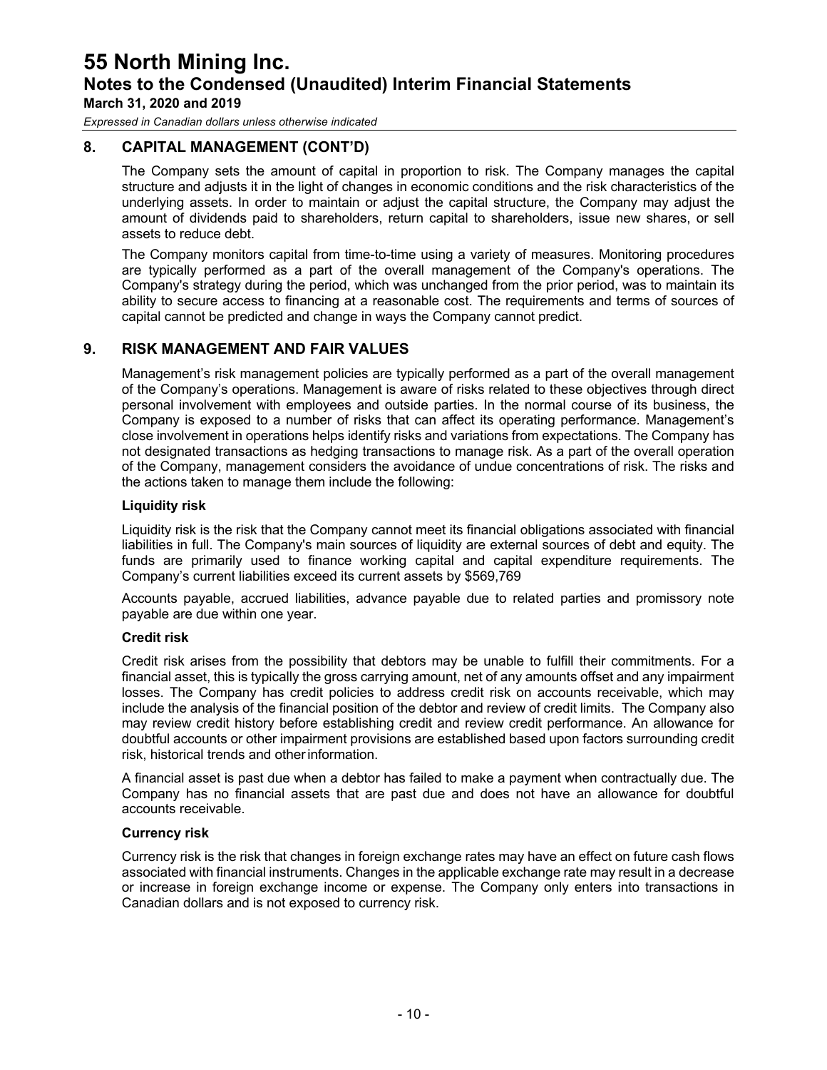## 8. CAPITAL MANAGEMENT (CONT'D)

The Company sets the amount of capital in proportion to risk. The Company manages the capital structure and adjusts it in the light of changes in economic conditions and the risk characteristics of the underlying assets. In order to maintain or adjust the capital structure, the Company may adjust the amount of dividends paid to shareholders, return capital to shareholders, issue new shares, or sell assets to reduce debt.

The Company monitors capital from time-to-time using a variety of measures. Monitoring procedures are typically performed as a part of the overall management of the Company's operations. The Company's strategy during the period, which was unchanged from the prior period, was to maintain its ability to secure access to financing at a reasonable cost. The requirements and terms of sources of capital cannot be predicted and change in ways the Company cannot predict.

## 9. RISK MANAGEMENT AND FAIR VALUES

Management's risk management policies are typically performed as a part of the overall management of the Company's operations. Management is aware of risks related to these objectives through direct personal involvement with employees and outside parties. In the normal course of its business, the Company is exposed to a number of risks that can affect its operating performance. Management's close involvement in operations helps identify risks and variations from expectations. The Company has not designated transactions as hedging transactions to manage risk. As a part of the overall operation of the Company, management considers the avoidance of undue concentrations of risk. The risks and the actions taken to manage them include the following:

**Liquidity risk**

Liquidity risk is the risk that the Company cannot meet its financial obligations associated with financial liabilities in full. The Company's main sources of liquidity are external sources of debt and equity. The funds are primarily used to finance working capital and capital expenditure requirements. The Company's current liabilities exceed its current assets by $569,769

Accounts payable, accrued liabilities, advance payable due to related parties and promissory note payable are due within one year.

**Credit risk**

Credit risk arises from the possibility that debtors may be unable to fulfill their commitments. For a financial asset, this is typically the gross carrying amount, net of any amounts offset and any impairment losses. The Company has credit policies to address credit risk on accounts receivable, which may include the analysis of the financial position of the debtor and review of credit limits. The Company also may review credit history before establishing credit and review credit performance. An allowance for doubtful accounts or other impairment provisions are established based upon factors surrounding credit risk, historical trends and other information.

A financial asset is past due when a debtor has failed to make a payment when contractually due. The Company has no financial assets that are past due and does not have an allowance for doubtful accounts receivable.

**Currency risk**

Currency risk is the risk that changes in foreign exchange rates may have an effect on future cash flows associated with financial instruments. Changes in the applicable exchange rate may result in a decrease or increase in foreign exchange income or expense. The Company only enters into transactions in Canadian dollars and is not exposed to currency risk.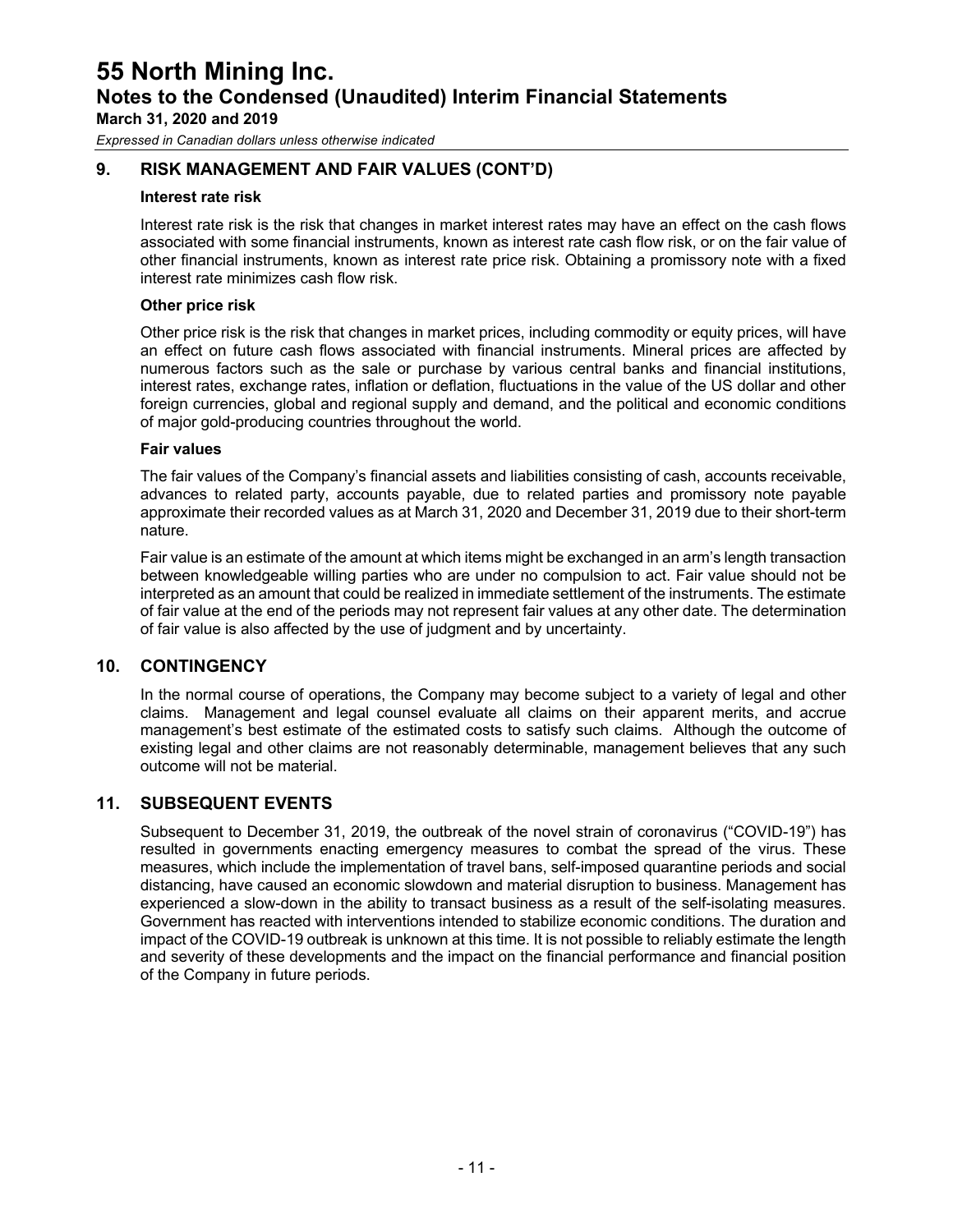## 9. RISK MANAGEMENT AND FAIR VALUES (CONT'D)

### Interest rate risk

Interest rate risk is the risk that changes in market interest rates may have an effect on the cash flows associated with some financial instruments, known as interest rate cash flow risk, or on the fair value of other financial instruments, known as interest rate price risk. Obtaining a promissory note with a fixed interest rate minimizes cash flow risk.

### Other price risk

Other price risk is the risk that changes in market prices, including commodity or equity prices, will have an effect on future cash flows associated with financial instruments. Mineral prices are affected by numerous factors such as the sale or purchase by various central banks and financial institutions, interest rates, exchange rates, inflation or deflation, fluctuations in the value of the US dollar and other foreign currencies, global and regional supply and demand, and the political and economic conditions of major gold-producing countries throughout the world.

### Fair values

The fair values of the Company's financial assets and liabilities consisting of cash, accounts receivable, advances to related party, accounts payable, due to related parties and promissory note payable approximate their recorded values as at March 31, 2020 and December 31, 2019 due to their short-term nature.

Fair value is an estimate of the amount at which items might be exchanged in an arm's length transaction between knowledgeable willing parties who are under no compulsion to act. Fair value should not be interpreted as an amount that could be realized in immediate settlement of the instruments. The estimate of fair value at the end of the periods may not represent fair values at any other date. The determination of fair value is also affected by the use of judgment and by uncertainty.

## 10. CONTINGENCY

In the normal course of operations, the Company may become subject to a variety of legal and other claims. Management and legal counsel evaluate all claims on their apparent merits, and accrue management's best estimate of the estimated costs to satisfy such claims. Although the outcome of existing legal and other claims are not reasonably determinable, management believes that any such outcome will not be material.

## 11. SUBSEQUENT EVENTS

Subsequent to December 31, 2019, the outbreak of the novel strain of coronavirus ("COVID-19") has resulted in governments enacting emergency measures to combat the spread of the virus. These measures, which include the implementation of travel bans, self-imposed quarantine periods and social distancing, have caused an economic slowdown and material disruption to business. Management has experienced a slow-down in the ability to transact business as a result of the self-isolating measures. Government has reacted with interventions intended to stabilize economic conditions. The duration and impact of the COVID-19 outbreak is unknown at this time. It is not possible to reliably estimate the length and severity of these developments and the impact on the financial performance and financial position of the Company in future periods.